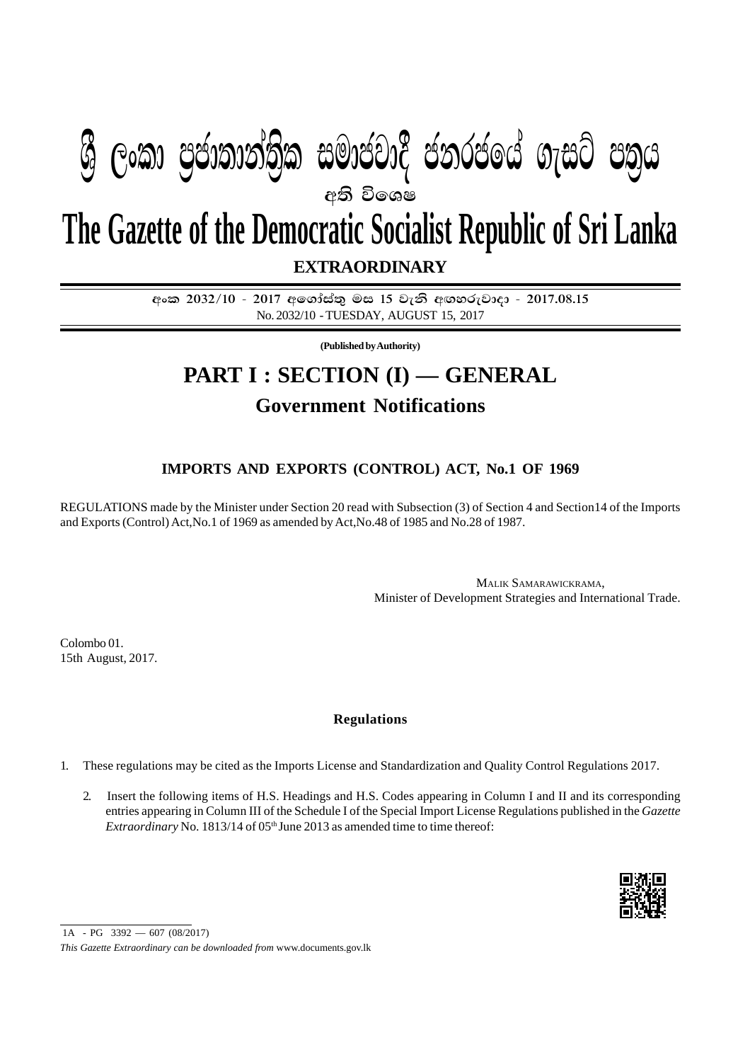# ශ්‍රී ලංකා ප්‍රජාතාන්ත්‍රික සමාජවාදී ජනරජයේ ගැසට් පත්‍රය

අති විශෙෂ

# The Gazette of the Democratic Socialist Republic of Sri Lanka

**EXTRAORDINARY**

අංක 2032/10 - 2017 අගෝස්තු මස 15 වැනි අඟහරුවාදා - 2017.08.15

No. 2032/10 - TUESDAY, AUGUST 15, 2017

**(Published by Authority)**

## PART I : SECTION (I) — GENERAL

## Government Notifications

### IMPORTS AND EXPORTS (CONTROL) ACT, No.1 OF 1969

REGULATIONS made by the Minister under Section 20 read with Subsection (3) of Section 4 and Section14 of the Imports and Exports (Control) Act,No.1 of 1969 as amended by Act,No.48 of 1985 and No.28 of 1987.

MALIK SAMARAWICKRAMA,
Minister of Development Strategies and International Trade.

Colombo 01.
15th August, 2017.

### Regulations

1. These regulations may be cited as the Imports License and Standardization and Quality Control Regulations 2017.

2. Insert the following items of H.S. Headings and H.S. Codes appearing in Column I and II and its corresponding entries appearing in Column III of the Schedule I of the Special Import License Regulations published in the *Gazette Extraordinary* No. 1813/14 of 05th June 2013 as amended time to time thereof:

1A - PG 3392 — 607 (08/2017)

*This Gazette Extraordinary can be downloaded from* www.documents.gov.lk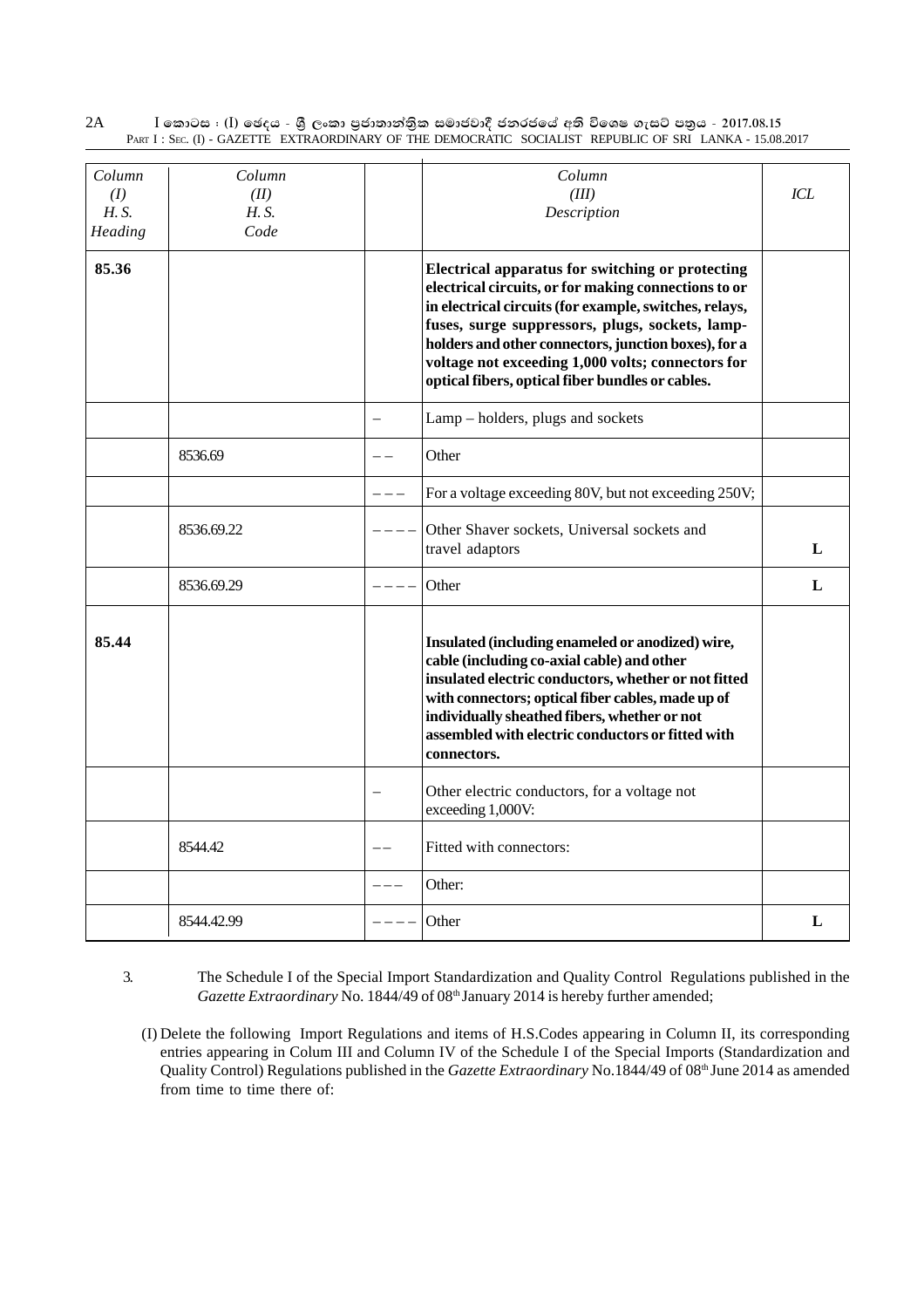| Column (I) H. S. Heading | Column (II) H. S. Code | | Column (III) Description | ICL |
|---|---|---|---|---|
| **85.36** | | | **Electrical apparatus for switching or protecting electrical circuits, or for making connections to or in electrical circuits (for example, switches, relays, fuses, surge suppressors, plugs, sockets, lamp-holders and other connectors, junction boxes), for a voltage not exceeding 1,000 volts; connectors for optical fibers, optical fiber bundles or cables.** | |
| | | – | Lamp – holders, plugs and sockets | |
| | 8536.69 | – – | Other | |
| | | – – – | For a voltage exceeding 80V, but not exceeding 250V; | |
| | 8536.69.22 | – – – – | Other Shaver sockets, Universal sockets and travel adaptors | **L** |
| | 8536.69.29 | – – – – | Other | **L** |
| **85.44** | | | **Insulated (including enameled or anodized) wire, cable (including co-axial cable) and other insulated electric conductors, whether or not fitted with connectors; optical fiber cables, made up of individually sheathed fibers, whether or not assembled with electric conductors or fitted with connectors.** | |
| | | – | Other electric conductors, for a voltage not exceeding 1,000V: | |
| | 8544.42 | – – | Fitted with connectors: | |
| | | – – – | Other: | |
| | 8544.42.99 | – – – – | Other | **L** |

3. The Schedule I of the Special Import Standardization and Quality Control Regulations published in the *Gazette Extraordinary* No. 1844/49 of 08th January 2014 is hereby further amended;

(I) Delete the following Import Regulations and items of H.S.Codes appearing in Column II, its corresponding entries appearing in Colum III and Column IV of the Schedule I of the Special Imports (Standardization and Quality Control) Regulations published in the *Gazette Extraordinary* No.1844/49 of 08th June 2014 as amended from time to time there of: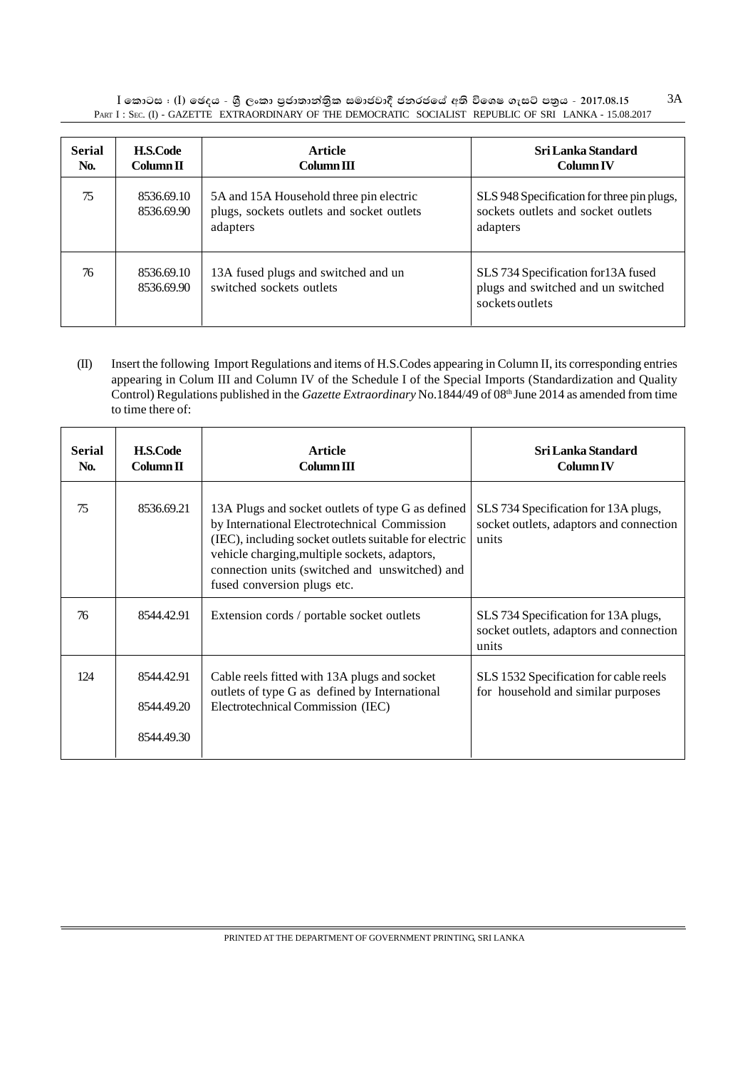| Serial No. | H.S.Code Column II | Article Column III | Sri Lanka Standard Column IV |
|---|---|---|---|
| 75 | 8536.69.10<br>8536.69.90 | 5A and 15A Household three pin electric plugs, sockets outlets and socket outlets adapters | SLS 948 Specification for three pin plugs, sockets outlets and socket outlets adapters |
| 76 | 8536.69.10<br>8536.69.90 | 13A fused plugs and switched and un switched sockets outlets | SLS 734 Specification for13A fused plugs and switched and un switched sockets outlets |

(II) Insert the following Import Regulations and items of H.S.Codes appearing in Column II, its corresponding entries appearing in Colum III and Column IV of the Schedule I of the Special Imports (Standardization and Quality Control) Regulations published in the *Gazette Extraordinary* No.1844/49 of 08th June 2014 as amended from time to time there of:

| Serial No. | H.S.Code Column II | Article Column III | Sri Lanka Standard Column IV |
|---|---|---|---|
| 75 | 8536.69.21 | 13A Plugs and socket outlets of type G as defined by International Electrotechnical Commission (IEC), including socket outlets suitable for electric vehicle charging,multiple sockets, adaptors, connection units (switched and unswitched) and fused conversion plugs etc. | SLS 734 Specification for 13A plugs, socket outlets, adaptors and connection units |
| 76 | 8544.42.91 | Extension cords / portable socket outlets | SLS 734 Specification for 13A plugs, socket outlets, adaptors and connection units |
| 124 | 8544.42.91<br>8544.49.20<br>8544.49.30 | Cable reels fitted with 13A plugs and socket outlets of type G as defined by International Electrotechnical Commission (IEC) | SLS 1532 Specification for cable reels for household and similar purposes |

PRINTED AT THE DEPARTMENT OF GOVERNMENT PRINTING, SRI LANKA